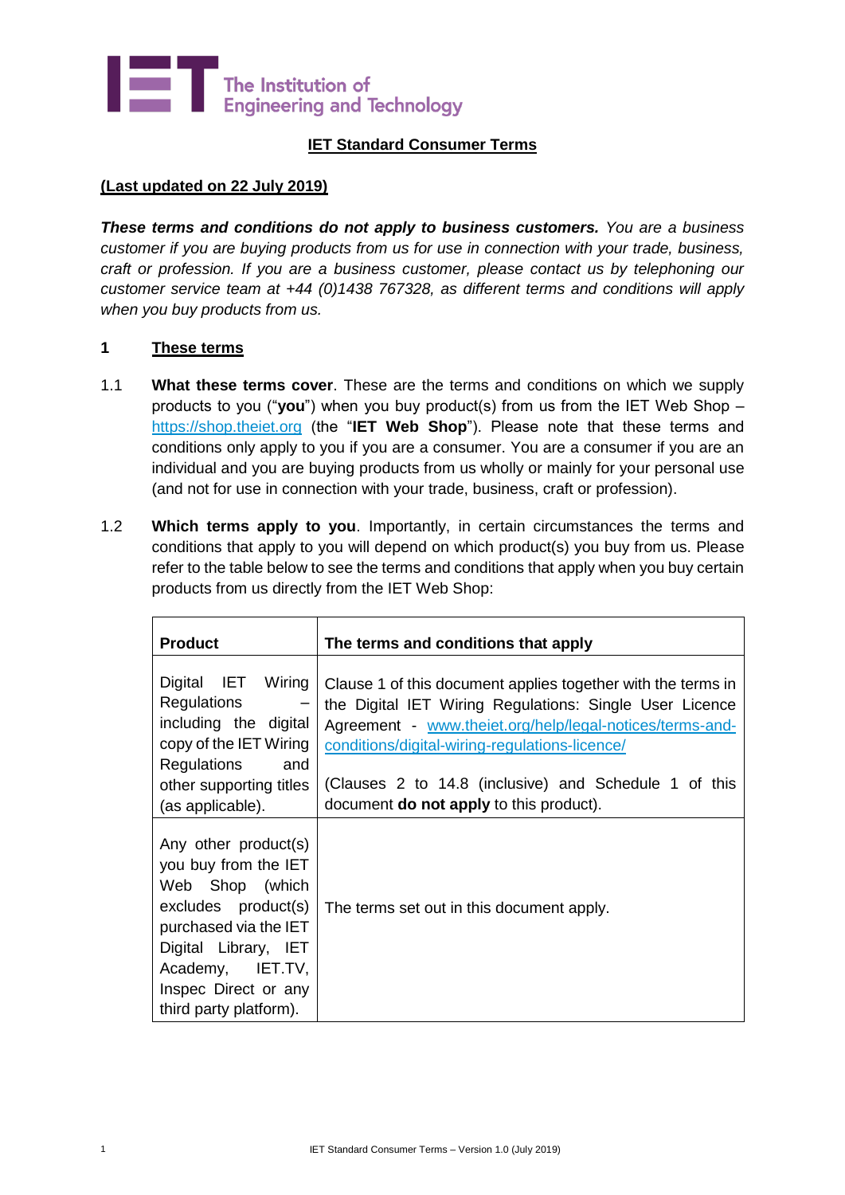The Institution of Engineering and Technology

## IET Standard Consumer Terms

**(Last updated on 22 July 2019)**

***These terms and conditions do not apply to business customers.*** *You are a business customer if you are buying products from us for use in connection with your trade, business, craft or profession. If you are a business customer, please contact us by telephoning our customer service team at +44 (0)1438 767328, as different terms and conditions will apply when you buy products from us.*

### 1 These terms

1.1 **What these terms cover**. These are the terms and conditions on which we supply products to you ("**you**") when you buy product(s) from us from the IET Web Shop – https://shop.theiet.org (the "**IET Web Shop**"). Please note that these terms and conditions only apply to you if you are a consumer. You are a consumer if you are an individual and you are buying products from us wholly or mainly for your personal use (and not for use in connection with your trade, business, craft or profession).

1.2 **Which terms apply to you**. Importantly, in certain circumstances the terms and conditions that apply to you will depend on which product(s) you buy from us. Please refer to the table below to see the terms and conditions that apply when you buy certain products from us directly from the IET Web Shop:

| Product | The terms and conditions that apply |
|---|---|
| Digital IET Wiring Regulations – including the digital copy of the IET Wiring Regulations and other supporting titles (as applicable). | Clause 1 of this document applies together with the terms in the Digital IET Wiring Regulations: Single User Licence Agreement - www.theiet.org/help/legal-notices/terms-and-conditions/digital-wiring-regulations-licence/ <br><br> (Clauses 2 to 14.8 (inclusive) and Schedule 1 of this document **do not apply** to this product). |
| Any other product(s) you buy from the IET Web Shop (which excludes product(s) purchased via the IET Digital Library, IET Academy, IET.TV, Inspec Direct or any third party platform). | The terms set out in this document apply. |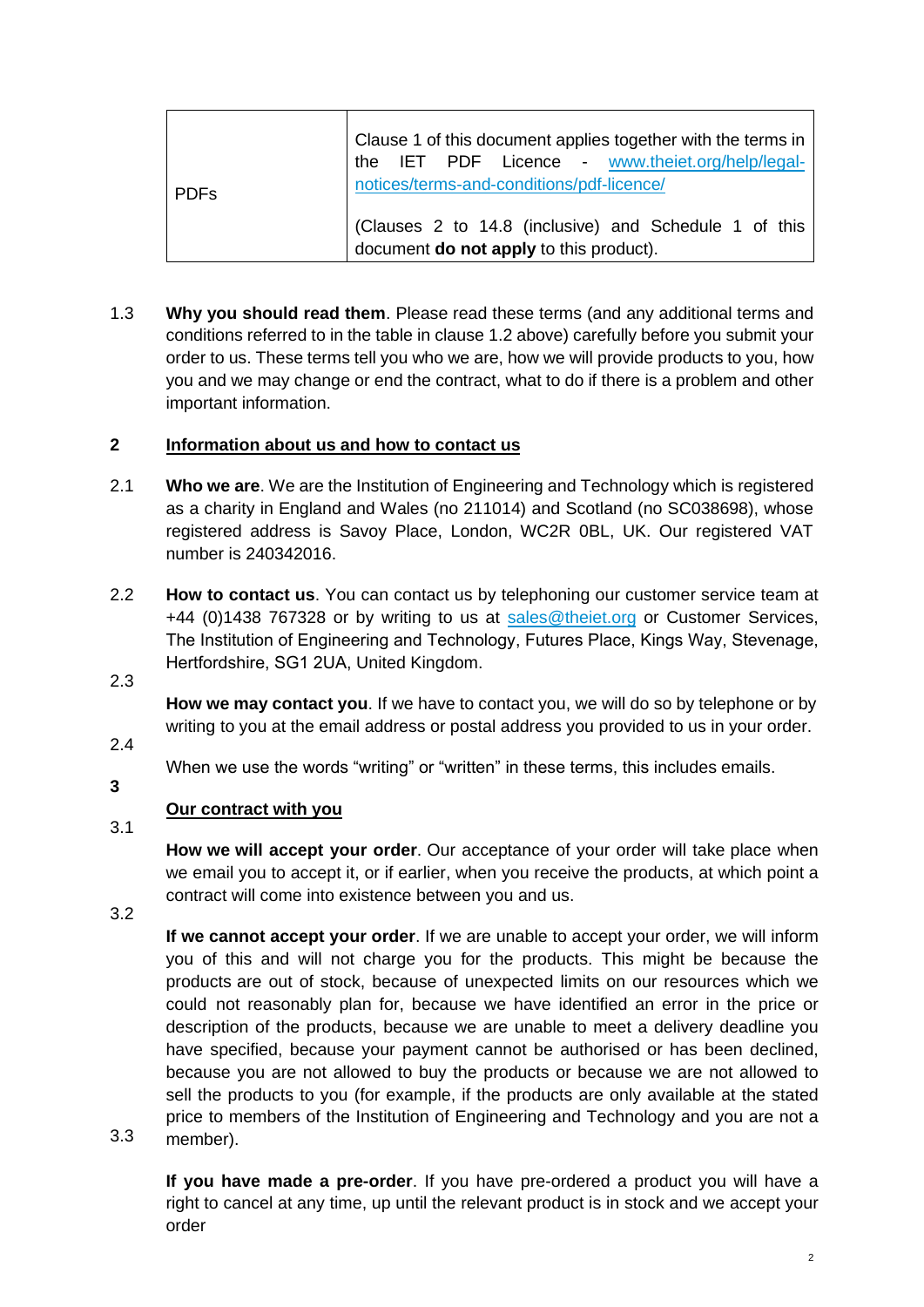| PDFs | Clause 1 of this document applies together with the terms in the IET PDF Licence - [www.theiet.org/help/legal-notices/terms-and-conditions/pdf-licence/](www.theiet.org/help/legal-notices/terms-and-conditions/pdf-licence/)<br><br>(Clauses 2 to 14.8 (inclusive) and Schedule 1 of this document **do not apply** to this product). |
|---|---|

1.3 **Why you should read them**. Please read these terms (and any additional terms and conditions referred to in the table in clause 1.2 above) carefully before you submit your order to us. These terms tell you who we are, how we will provide products to you, how you and we may change or end the contract, what to do if there is a problem and other important information.

## 2 Information about us and how to contact us

2.1 **Who we are**. We are the Institution of Engineering and Technology which is registered as a charity in England and Wales (no 211014) and Scotland (no SC038698), whose registered address is Savoy Place, London, WC2R 0BL, UK. Our registered VAT number is 240342016.

2.2 **How to contact us**. You can contact us by telephoning our customer service team at +44 (0)1438 767328 or by writing to us at [sales@theiet.org](mailto:sales@theiet.org) or Customer Services, The Institution of Engineering and Technology, Futures Place, Kings Way, Stevenage, Hertfordshire, SG1 2UA, United Kingdom.

2.3 **How we may contact you**. If we have to contact you, we will do so by telephone or by writing to you at the email address or postal address you provided to us in your order.

2.4 When we use the words "writing" or "written" in these terms, this includes emails.

## 3 Our contract with you

3.1 **How we will accept your order**. Our acceptance of your order will take place when we email you to accept it, or if earlier, when you receive the products, at which point a contract will come into existence between you and us.

3.2 **If we cannot accept your order**. If we are unable to accept your order, we will inform you of this and will not charge you for the products. This might be because the products are out of stock, because of unexpected limits on our resources which we could not reasonably plan for, because we have identified an error in the price or description of the products, because we are unable to meet a delivery deadline you have specified, because your payment cannot be authorised or has been declined, because you are not allowed to buy the products or because we are not allowed to sell the products to you (for example, if the products are only available at the stated price to members of the Institution of Engineering and Technology and you are not a member).

3.3 **If you have made a pre-order**. If you have pre-ordered a product you will have a right to cancel at any time, up until the relevant product is in stock and we accept your order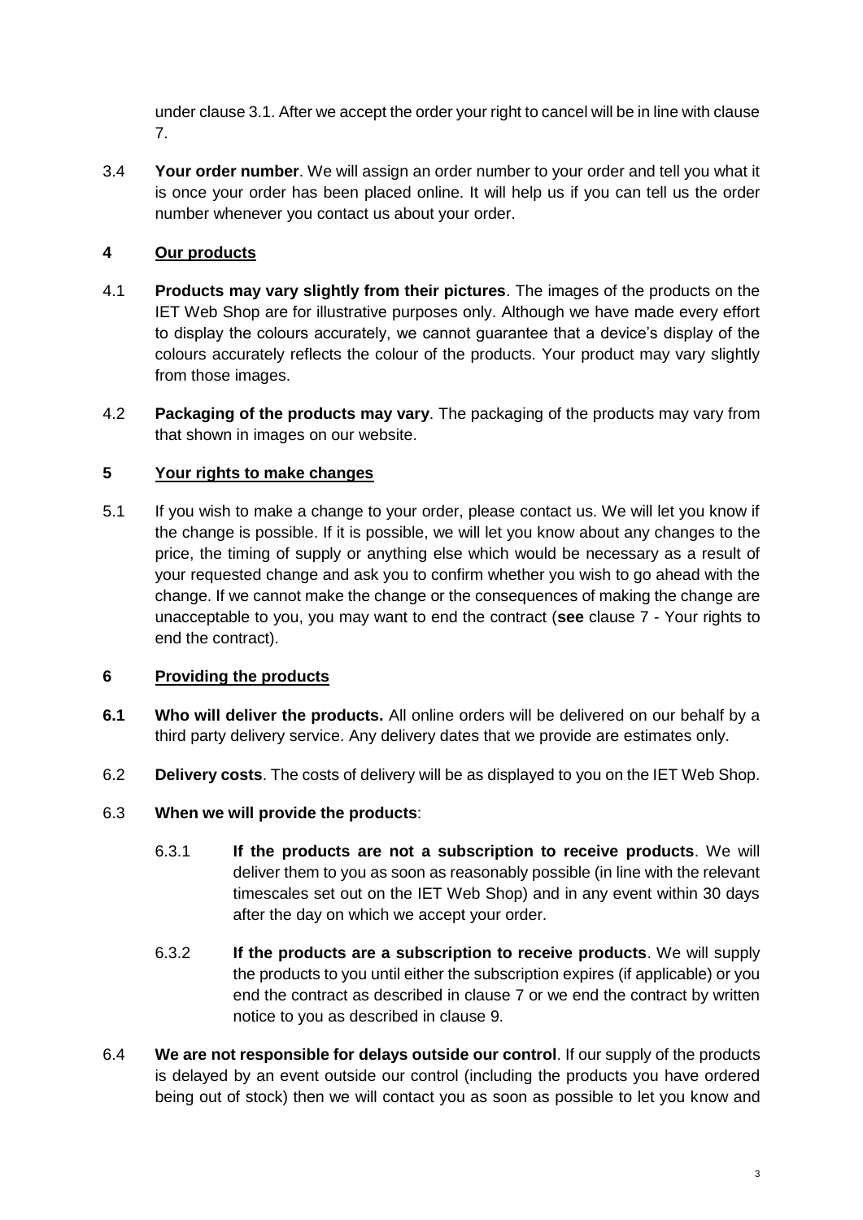under clause 3.1. After we accept the order your right to cancel will be in line with clause 7.

3.4 **Your order number**. We will assign an order number to your order and tell you what it is once your order has been placed online. It will help us if you can tell us the order number whenever you contact us about your order.

## 4 Our products

4.1 **Products may vary slightly from their pictures**. The images of the products on the IET Web Shop are for illustrative purposes only. Although we have made every effort to display the colours accurately, we cannot guarantee that a device's display of the colours accurately reflects the colour of the products. Your product may vary slightly from those images.

4.2 **Packaging of the products may vary**. The packaging of the products may vary from that shown in images on our website.

## 5 Your rights to make changes

5.1 If you wish to make a change to your order, please contact us. We will let you know if the change is possible. If it is possible, we will let you know about any changes to the price, the timing of supply or anything else which would be necessary as a result of your requested change and ask you to confirm whether you wish to go ahead with the change. If we cannot make the change or the consequences of making the change are unacceptable to you, you may want to end the contract (**see** clause 7 - Your rights to end the contract).

## 6 Providing the products

**6.1 Who will deliver the products.** All online orders will be delivered on our behalf by a third party delivery service. Any delivery dates that we provide are estimates only.

6.2 **Delivery costs**. The costs of delivery will be as displayed to you on the IET Web Shop.

6.3 **When we will provide the products**:

6.3.1 **If the products are not a subscription to receive products**. We will deliver them to you as soon as reasonably possible (in line with the relevant timescales set out on the IET Web Shop) and in any event within 30 days after the day on which we accept your order.

6.3.2 **If the products are a subscription to receive products**. We will supply the products to you until either the subscription expires (if applicable) or you end the contract as described in clause 7 or we end the contract by written notice to you as described in clause 9.

6.4 **We are not responsible for delays outside our control**. If our supply of the products is delayed by an event outside our control (including the products you have ordered being out of stock) then we will contact you as soon as possible to let you know and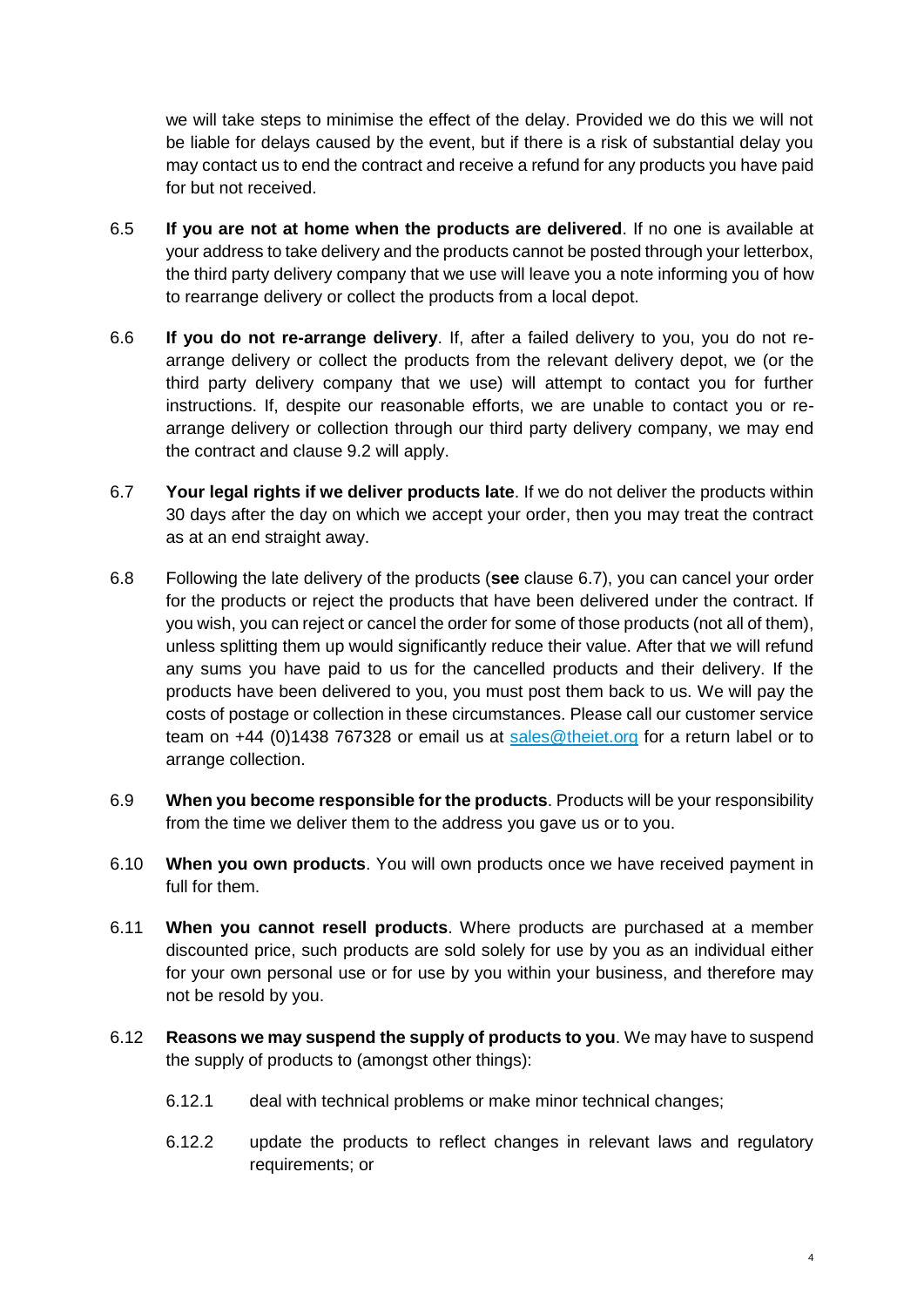we will take steps to minimise the effect of the delay. Provided we do this we will not be liable for delays caused by the event, but if there is a risk of substantial delay you may contact us to end the contract and receive a refund for any products you have paid for but not received.

6.5 **If you are not at home when the products are delivered**. If no one is available at your address to take delivery and the products cannot be posted through your letterbox, the third party delivery company that we use will leave you a note informing you of how to rearrange delivery or collect the products from a local depot.

6.6 **If you do not re-arrange delivery**. If, after a failed delivery to you, you do not re-arrange delivery or collect the products from the relevant delivery depot, we (or the third party delivery company that we use) will attempt to contact you for further instructions. If, despite our reasonable efforts, we are unable to contact you or re-arrange delivery or collection through our third party delivery company, we may end the contract and clause 9.2 will apply.

6.7 **Your legal rights if we deliver products late**. If we do not deliver the products within 30 days after the day on which we accept your order, then you may treat the contract as at an end straight away.

6.8 Following the late delivery of the products (**see** clause 6.7), you can cancel your order for the products or reject the products that have been delivered under the contract. If you wish, you can reject or cancel the order for some of those products (not all of them), unless splitting them up would significantly reduce their value. After that we will refund any sums you have paid to us for the cancelled products and their delivery. If the products have been delivered to you, you must post them back to us. We will pay the costs of postage or collection in these circumstances. Please call our customer service team on +44 (0)1438 767328 or email us at sales@theiet.org for a return label or to arrange collection.

6.9 **When you become responsible for the products**. Products will be your responsibility from the time we deliver them to the address you gave us or to you.

6.10 **When you own products**. You will own products once we have received payment in full for them.

6.11 **When you cannot resell products**. Where products are purchased at a member discounted price, such products are sold solely for use by you as an individual either for your own personal use or for use by you within your business, and therefore may not be resold by you.

6.12 **Reasons we may suspend the supply of products to you**. We may have to suspend the supply of products to (amongst other things):

6.12.1 deal with technical problems or make minor technical changes;

6.12.2 update the products to reflect changes in relevant laws and regulatory requirements; or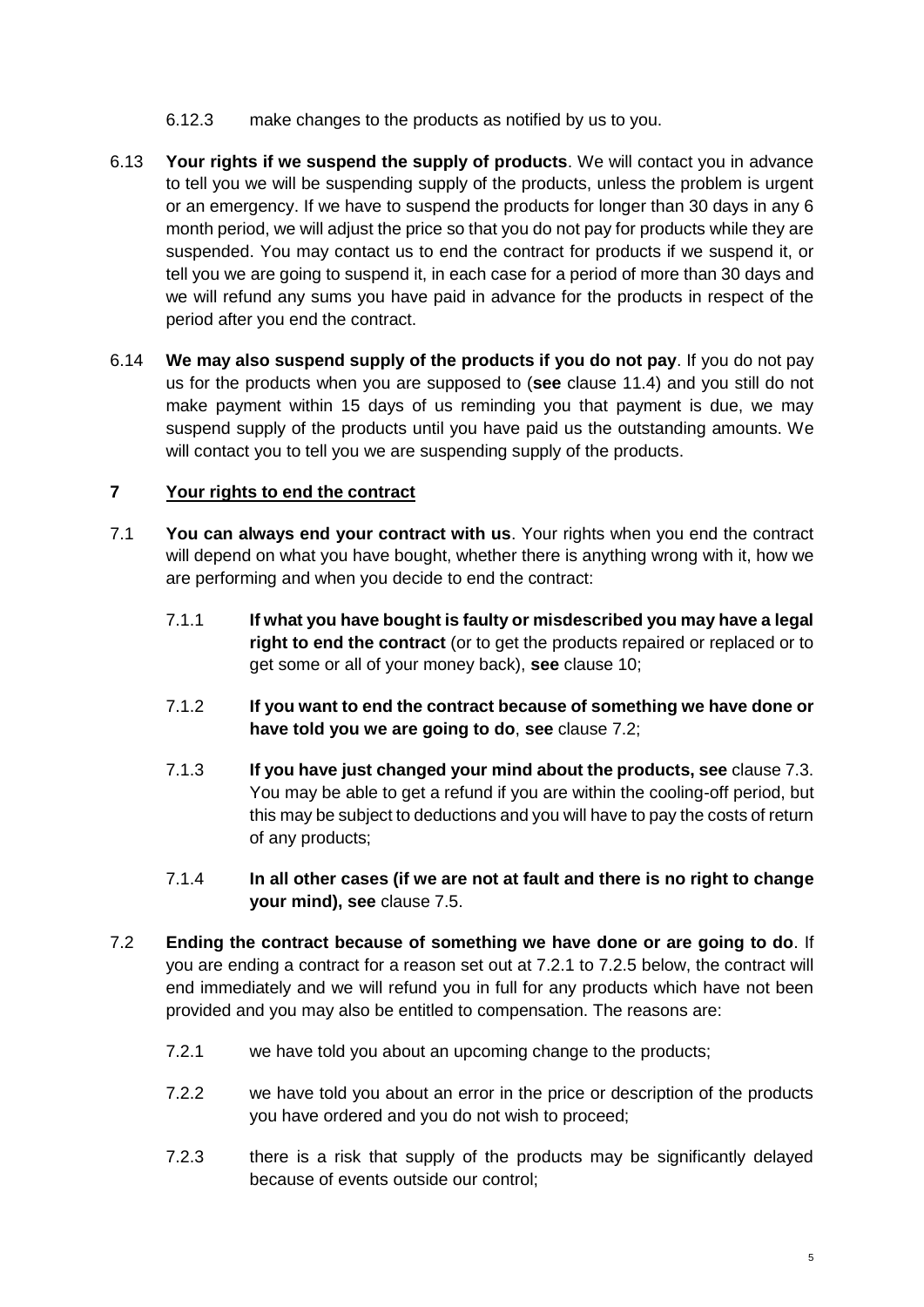6.12.3 make changes to the products as notified by us to you.

6.13 **Your rights if we suspend the supply of products**. We will contact you in advance to tell you we will be suspending supply of the products, unless the problem is urgent or an emergency. If we have to suspend the products for longer than 30 days in any 6 month period, we will adjust the price so that you do not pay for products while they are suspended. You may contact us to end the contract for products if we suspend it, or tell you we are going to suspend it, in each case for a period of more than 30 days and we will refund any sums you have paid in advance for the products in respect of the period after you end the contract.

6.14 **We may also suspend supply of the products if you do not pay**. If you do not pay us for the products when you are supposed to (**see** clause 11.4) and you still do not make payment within 15 days of us reminding you that payment is due, we may suspend supply of the products until you have paid us the outstanding amounts. We will contact you to tell you we are suspending supply of the products.

## 7 Your rights to end the contract

7.1 **You can always end your contract with us**. Your rights when you end the contract will depend on what you have bought, whether there is anything wrong with it, how we are performing and when you decide to end the contract:

7.1.1 **If what you have bought is faulty or misdescribed you may have a legal right to end the contract** (or to get the products repaired or replaced or to get some or all of your money back), **see** clause 10;

7.1.2 **If you want to end the contract because of something we have done or have told you we are going to do**, **see** clause 7.2;

7.1.3 **If you have just changed your mind about the products, see** clause 7.3. You may be able to get a refund if you are within the cooling-off period, but this may be subject to deductions and you will have to pay the costs of return of any products;

7.1.4 **In all other cases (if we are not at fault and there is no right to change your mind), see** clause 7.5.

7.2 **Ending the contract because of something we have done or are going to do**. If you are ending a contract for a reason set out at 7.2.1 to 7.2.5 below, the contract will end immediately and we will refund you in full for any products which have not been provided and you may also be entitled to compensation. The reasons are:

7.2.1 we have told you about an upcoming change to the products;

7.2.2 we have told you about an error in the price or description of the products you have ordered and you do not wish to proceed;

7.2.3 there is a risk that supply of the products may be significantly delayed because of events outside our control;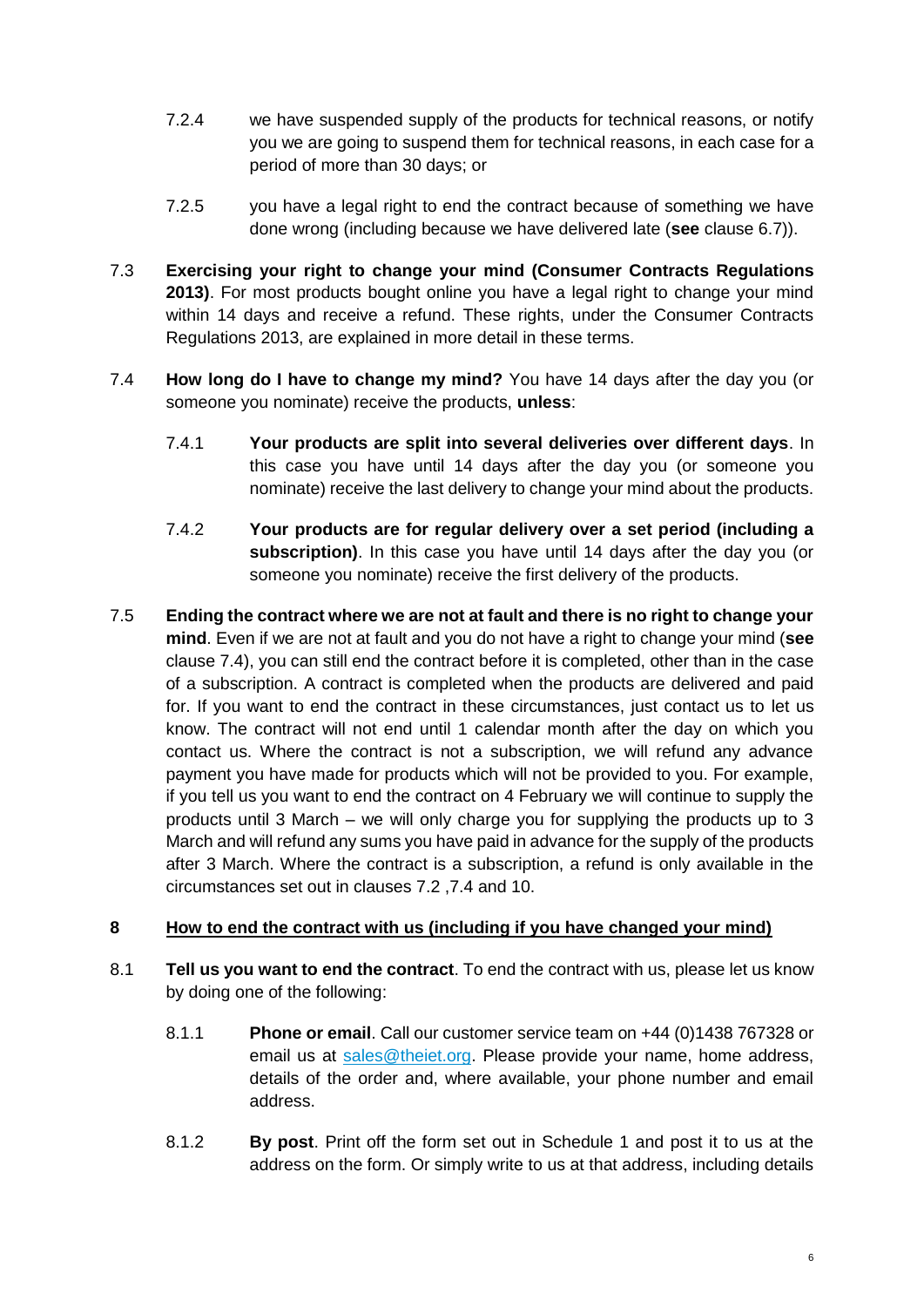7.2.4 we have suspended supply of the products for technical reasons, or notify you we are going to suspend them for technical reasons, in each case for a period of more than 30 days; or

7.2.5 you have a legal right to end the contract because of something we have done wrong (including because we have delivered late (**see** clause 6.7)).

7.3 **Exercising your right to change your mind (Consumer Contracts Regulations 2013)**. For most products bought online you have a legal right to change your mind within 14 days and receive a refund. These rights, under the Consumer Contracts Regulations 2013, are explained in more detail in these terms.

7.4 **How long do I have to change my mind?** You have 14 days after the day you (or someone you nominate) receive the products, **unless**:

7.4.1 **Your products are split into several deliveries over different days**. In this case you have until 14 days after the day you (or someone you nominate) receive the last delivery to change your mind about the products.

7.4.2 **Your products are for regular delivery over a set period (including a subscription)**. In this case you have until 14 days after the day you (or someone you nominate) receive the first delivery of the products.

7.5 **Ending the contract where we are not at fault and there is no right to change your mind**. Even if we are not at fault and you do not have a right to change your mind (**see** clause 7.4), you can still end the contract before it is completed, other than in the case of a subscription. A contract is completed when the products are delivered and paid for. If you want to end the contract in these circumstances, just contact us to let us know. The contract will not end until 1 calendar month after the day on which you contact us. Where the contract is not a subscription, we will refund any advance payment you have made for products which will not be provided to you. For example, if you tell us you want to end the contract on 4 February we will continue to supply the products until 3 March – we will only charge you for supplying the products up to 3 March and will refund any sums you have paid in advance for the supply of the products after 3 March. Where the contract is a subscription, a refund is only available in the circumstances set out in clauses 7.2 ,7.4 and 10.

## 8 How to end the contract with us (including if you have changed your mind)

8.1 **Tell us you want to end the contract**. To end the contract with us, please let us know by doing one of the following:

8.1.1 **Phone or email**. Call our customer service team on +44 (0)1438 767328 or email us at sales@theiet.org. Please provide your name, home address, details of the order and, where available, your phone number and email address.

8.1.2 **By post**. Print off the form set out in Schedule 1 and post it to us at the address on the form. Or simply write to us at that address, including details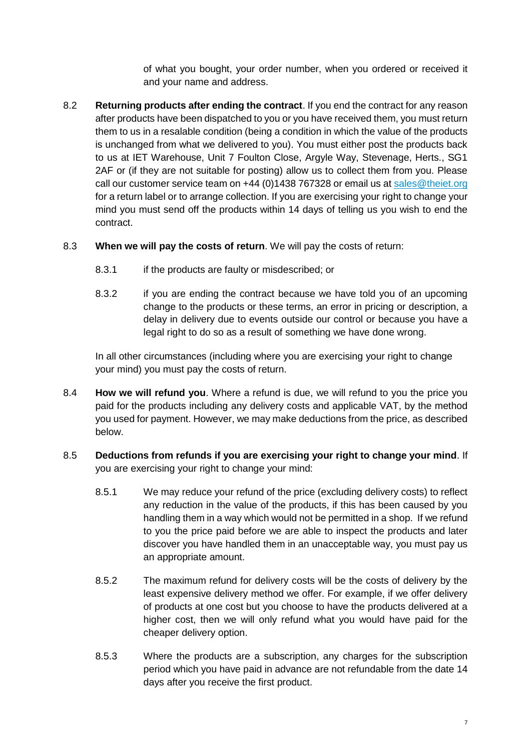of what you bought, your order number, when you ordered or received it and your name and address.

8.2 **Returning products after ending the contract**. If you end the contract for any reason after products have been dispatched to you or you have received them, you must return them to us in a resalable condition (being a condition in which the value of the products is unchanged from what we delivered to you). You must either post the products back to us at IET Warehouse, Unit 7 Foulton Close, Argyle Way, Stevenage, Herts., SG1 2AF or (if they are not suitable for posting) allow us to collect them from you. Please call our customer service team on +44 (0)1438 767328 or email us at sales@theiet.org for a return label or to arrange collection. If you are exercising your right to change your mind you must send off the products within 14 days of telling us you wish to end the contract.

8.3 **When we will pay the costs of return**. We will pay the costs of return:

8.3.1 if the products are faulty or misdescribed; or

8.3.2 if you are ending the contract because we have told you of an upcoming change to the products or these terms, an error in pricing or description, a delay in delivery due to events outside our control or because you have a legal right to do so as a result of something we have done wrong.

In all other circumstances (including where you are exercising your right to change your mind) you must pay the costs of return.

8.4 **How we will refund you**. Where a refund is due, we will refund to you the price you paid for the products including any delivery costs and applicable VAT, by the method you used for payment. However, we may make deductions from the price, as described below.

8.5 **Deductions from refunds if you are exercising your right to change your mind**. If you are exercising your right to change your mind:

8.5.1 We may reduce your refund of the price (excluding delivery costs) to reflect any reduction in the value of the products, if this has been caused by you handling them in a way which would not be permitted in a shop. If we refund to you the price paid before we are able to inspect the products and later discover you have handled them in an unacceptable way, you must pay us an appropriate amount.

8.5.2 The maximum refund for delivery costs will be the costs of delivery by the least expensive delivery method we offer. For example, if we offer delivery of products at one cost but you choose to have the products delivered at a higher cost, then we will only refund what you would have paid for the cheaper delivery option.

8.5.3 Where the products are a subscription, any charges for the subscription period which you have paid in advance are not refundable from the date 14 days after you receive the first product.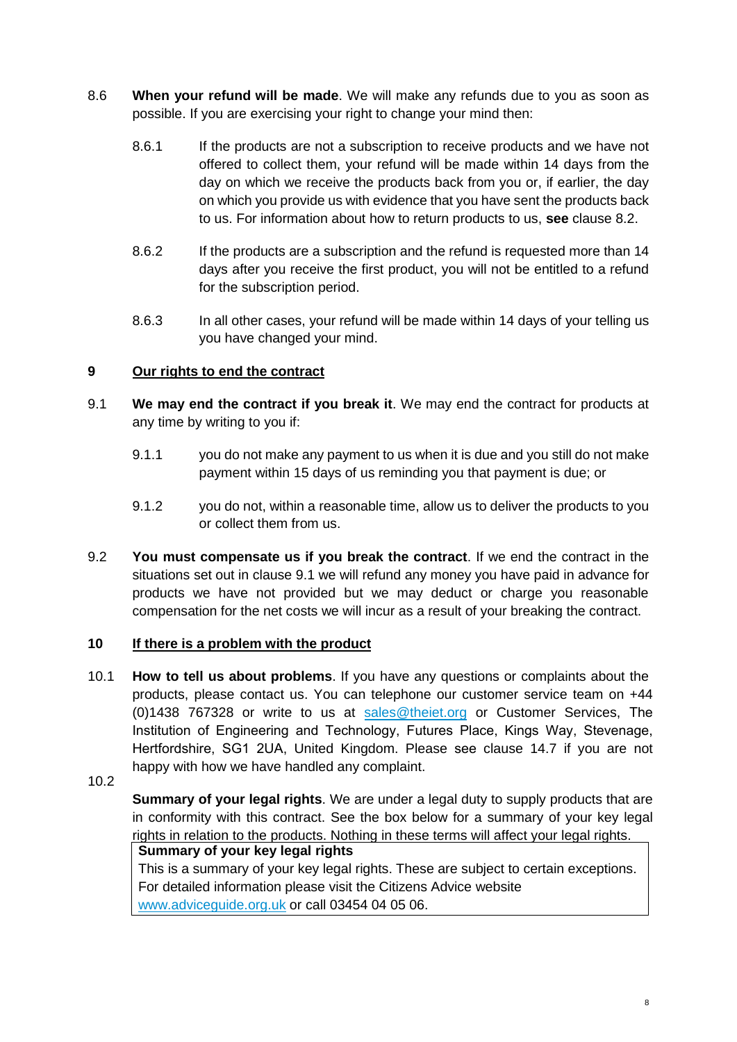8.6 **When your refund will be made**. We will make any refunds due to you as soon as possible. If you are exercising your right to change your mind then:

8.6.1 If the products are not a subscription to receive products and we have not offered to collect them, your refund will be made within 14 days from the day on which we receive the products back from you or, if earlier, the day on which you provide us with evidence that you have sent the products back to us. For information about how to return products to us, **see** clause 8.2.

8.6.2 If the products are a subscription and the refund is requested more than 14 days after you receive the first product, you will not be entitled to a refund for the subscription period.

8.6.3 In all other cases, your refund will be made within 14 days of your telling us you have changed your mind.

## 9 Our rights to end the contract

9.1 **We may end the contract if you break it**. We may end the contract for products at any time by writing to you if:

9.1.1 you do not make any payment to us when it is due and you still do not make payment within 15 days of us reminding you that payment is due; or

9.1.2 you do not, within a reasonable time, allow us to deliver the products to you or collect them from us.

9.2 **You must compensate us if you break the contract**. If we end the contract in the situations set out in clause 9.1 we will refund any money you have paid in advance for products we have not provided but we may deduct or charge you reasonable compensation for the net costs we will incur as a result of your breaking the contract.

## 10 If there is a problem with the product

10.1 **How to tell us about problems**. If you have any questions or complaints about the products, please contact us. You can telephone our customer service team on +44 (0)1438 767328 or write to us at sales@theiet.org or Customer Services, The Institution of Engineering and Technology, Futures Place, Kings Way, Stevenage, Hertfordshire, SG1 2UA, United Kingdom. Please see clause 14.7 if you are not happy with how we have handled any complaint.

10.2 **Summary of your legal rights**. We are under a legal duty to supply products that are in conformity with this contract. See the box below for a summary of your key legal rights in relation to the products. Nothing in these terms will affect your legal rights.

| **Summary of your key legal rights** |
| --- |
| This is a summary of your key legal rights. These are subject to certain exceptions. For detailed information please visit the Citizens Advice website www.adviceguide.org.uk or call 03454 04 05 06. |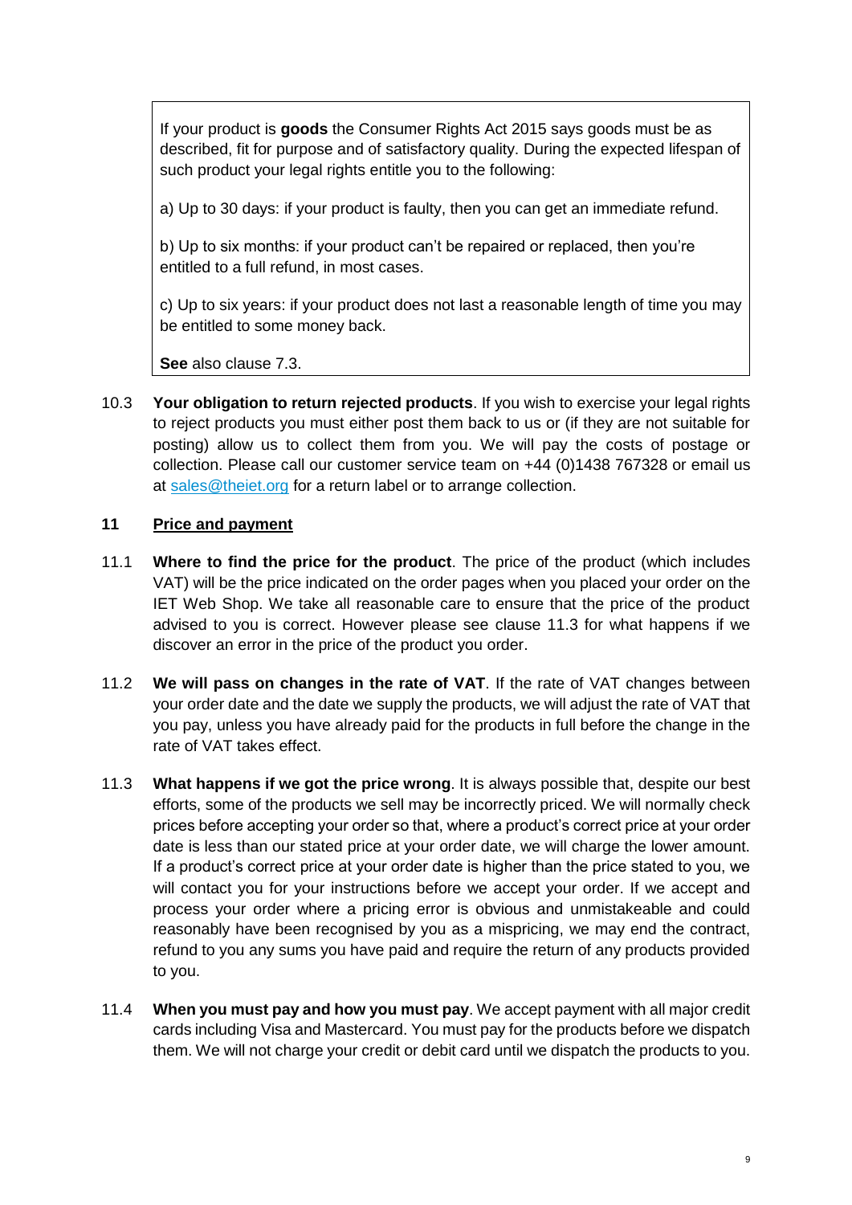> If your product is **goods** the Consumer Rights Act 2015 says goods must be as described, fit for purpose and of satisfactory quality. During the expected lifespan of such product your legal rights entitle you to the following:
>
> a) Up to 30 days: if your product is faulty, then you can get an immediate refund.
>
> b) Up to six months: if your product can't be repaired or replaced, then you're entitled to a full refund, in most cases.
>
> c) Up to six years: if your product does not last a reasonable length of time you may be entitled to some money back.
>
> **See** also clause 7.3.

10.3 **Your obligation to return rejected products**. If you wish to exercise your legal rights to reject products you must either post them back to us or (if they are not suitable for posting) allow us to collect them from you. We will pay the costs of postage or collection. Please call our customer service team on +44 (0)1438 767328 or email us at sales@theiet.org for a return label or to arrange collection.

## 11 Price and payment

11.1 **Where to find the price for the product**. The price of the product (which includes VAT) will be the price indicated on the order pages when you placed your order on the IET Web Shop. We take all reasonable care to ensure that the price of the product advised to you is correct. However please see clause 11.3 for what happens if we discover an error in the price of the product you order.

11.2 **We will pass on changes in the rate of VAT**. If the rate of VAT changes between your order date and the date we supply the products, we will adjust the rate of VAT that you pay, unless you have already paid for the products in full before the change in the rate of VAT takes effect.

11.3 **What happens if we got the price wrong**. It is always possible that, despite our best efforts, some of the products we sell may be incorrectly priced. We will normally check prices before accepting your order so that, where a product's correct price at your order date is less than our stated price at your order date, we will charge the lower amount. If a product's correct price at your order date is higher than the price stated to you, we will contact you for your instructions before we accept your order. If we accept and process your order where a pricing error is obvious and unmistakeable and could reasonably have been recognised by you as a mispricing, we may end the contract, refund to you any sums you have paid and require the return of any products provided to you.

11.4 **When you must pay and how you must pay**. We accept payment with all major credit cards including Visa and Mastercard. You must pay for the products before we dispatch them. We will not charge your credit or debit card until we dispatch the products to you.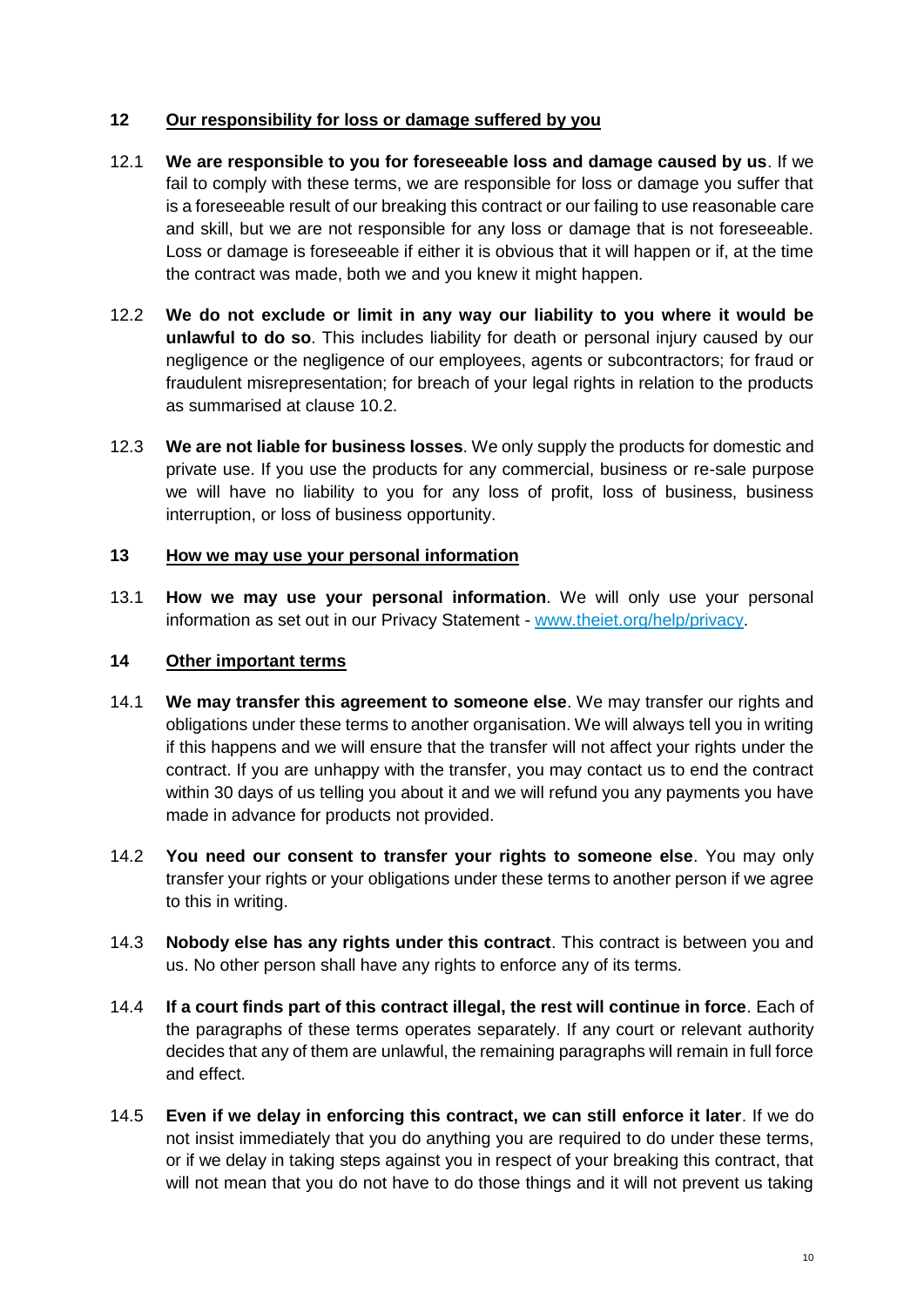## 12 Our responsibility for loss or damage suffered by you

12.1 **We are responsible to you for foreseeable loss and damage caused by us**. If we fail to comply with these terms, we are responsible for loss or damage you suffer that is a foreseeable result of our breaking this contract or our failing to use reasonable care and skill, but we are not responsible for any loss or damage that is not foreseeable. Loss or damage is foreseeable if either it is obvious that it will happen or if, at the time the contract was made, both we and you knew it might happen.

12.2 **We do not exclude or limit in any way our liability to you where it would be unlawful to do so**. This includes liability for death or personal injury caused by our negligence or the negligence of our employees, agents or subcontractors; for fraud or fraudulent misrepresentation; for breach of your legal rights in relation to the products as summarised at clause 10.2.

12.3 **We are not liable for business losses**. We only supply the products for domestic and private use. If you use the products for any commercial, business or re-sale purpose we will have no liability to you for any loss of profit, loss of business, business interruption, or loss of business opportunity.

## 13 How we may use your personal information

13.1 **How we may use your personal information**. We will only use your personal information as set out in our Privacy Statement - [www.theiet.org/help/privacy](www.theiet.org/help/privacy).

## 14 Other important terms

14.1 **We may transfer this agreement to someone else**. We may transfer our rights and obligations under these terms to another organisation. We will always tell you in writing if this happens and we will ensure that the transfer will not affect your rights under the contract. If you are unhappy with the transfer, you may contact us to end the contract within 30 days of us telling you about it and we will refund you any payments you have made in advance for products not provided.

14.2 **You need our consent to transfer your rights to someone else**. You may only transfer your rights or your obligations under these terms to another person if we agree to this in writing.

14.3 **Nobody else has any rights under this contract**. This contract is between you and us. No other person shall have any rights to enforce any of its terms.

14.4 **If a court finds part of this contract illegal, the rest will continue in force**. Each of the paragraphs of these terms operates separately. If any court or relevant authority decides that any of them are unlawful, the remaining paragraphs will remain in full force and effect.

14.5 **Even if we delay in enforcing this contract, we can still enforce it later**. If we do not insist immediately that you do anything you are required to do under these terms, or if we delay in taking steps against you in respect of your breaking this contract, that will not mean that you do not have to do those things and it will not prevent us taking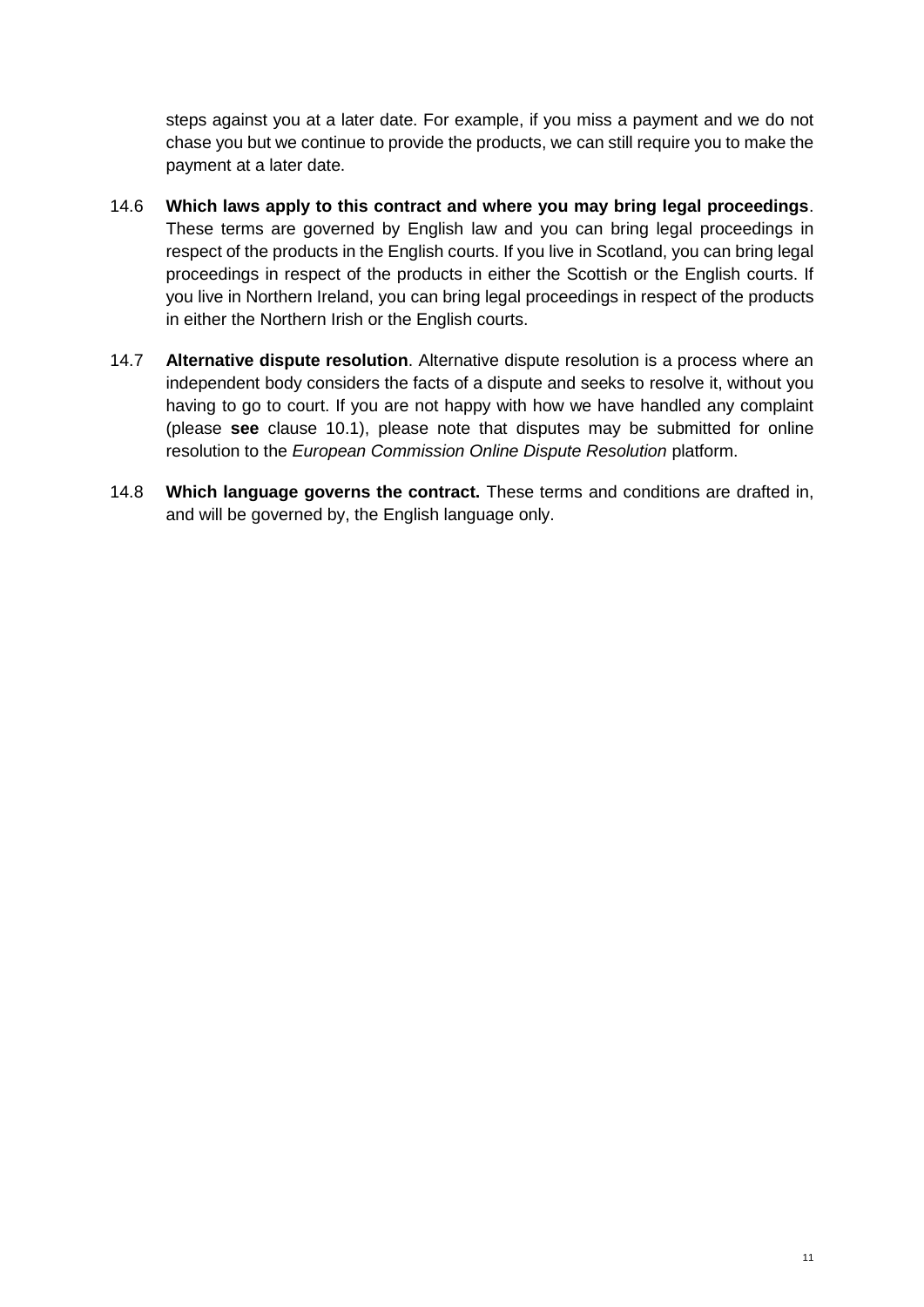steps against you at a later date. For example, if you miss a payment and we do not chase you but we continue to provide the products, we can still require you to make the payment at a later date.

14.6 **Which laws apply to this contract and where you may bring legal proceedings**. These terms are governed by English law and you can bring legal proceedings in respect of the products in the English courts. If you live in Scotland, you can bring legal proceedings in respect of the products in either the Scottish or the English courts. If you live in Northern Ireland, you can bring legal proceedings in respect of the products in either the Northern Irish or the English courts.

14.7 **Alternative dispute resolution**. Alternative dispute resolution is a process where an independent body considers the facts of a dispute and seeks to resolve it, without you having to go to court. If you are not happy with how we have handled any complaint (please **see** clause 10.1), please note that disputes may be submitted for online resolution to the *European Commission Online Dispute Resolution* platform.

14.8 **Which language governs the contract.** These terms and conditions are drafted in, and will be governed by, the English language only.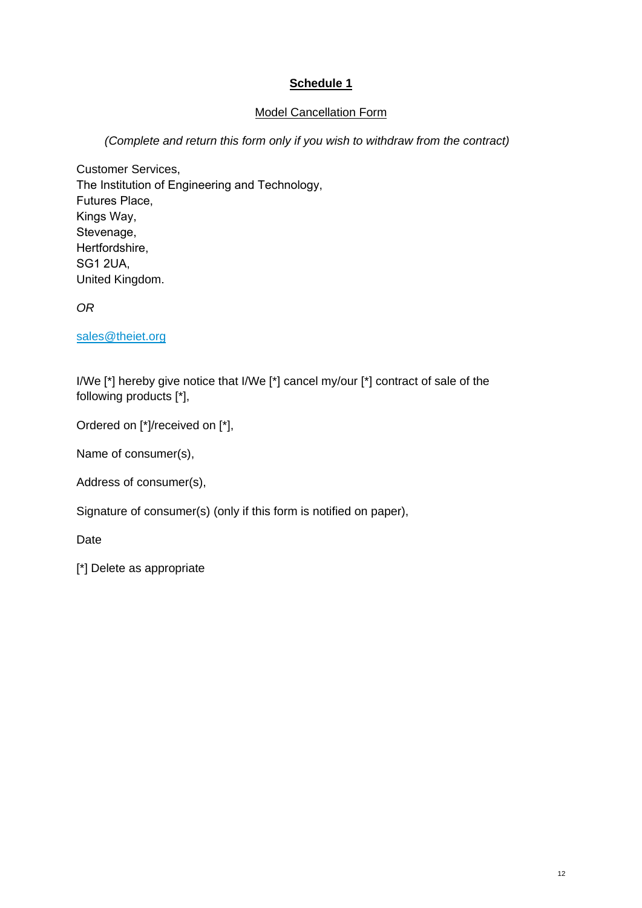# **Schedule 1**

## Model Cancellation Form

*(Complete and return this form only if you wish to withdraw from the contract)*

Customer Services,
The Institution of Engineering and Technology,
Futures Place,
Kings Way,
Stevenage,
Hertfordshire,
SG1 2UA,
United Kingdom.

*OR*

sales@theiet.org

I/We [*] hereby give notice that I/We [*] cancel my/our [*] contract of sale of the following products [*],

Ordered on [*]/received on [*],

Name of consumer(s),

Address of consumer(s),

Signature of consumer(s) (only if this form is notified on paper),

Date

[*] Delete as appropriate